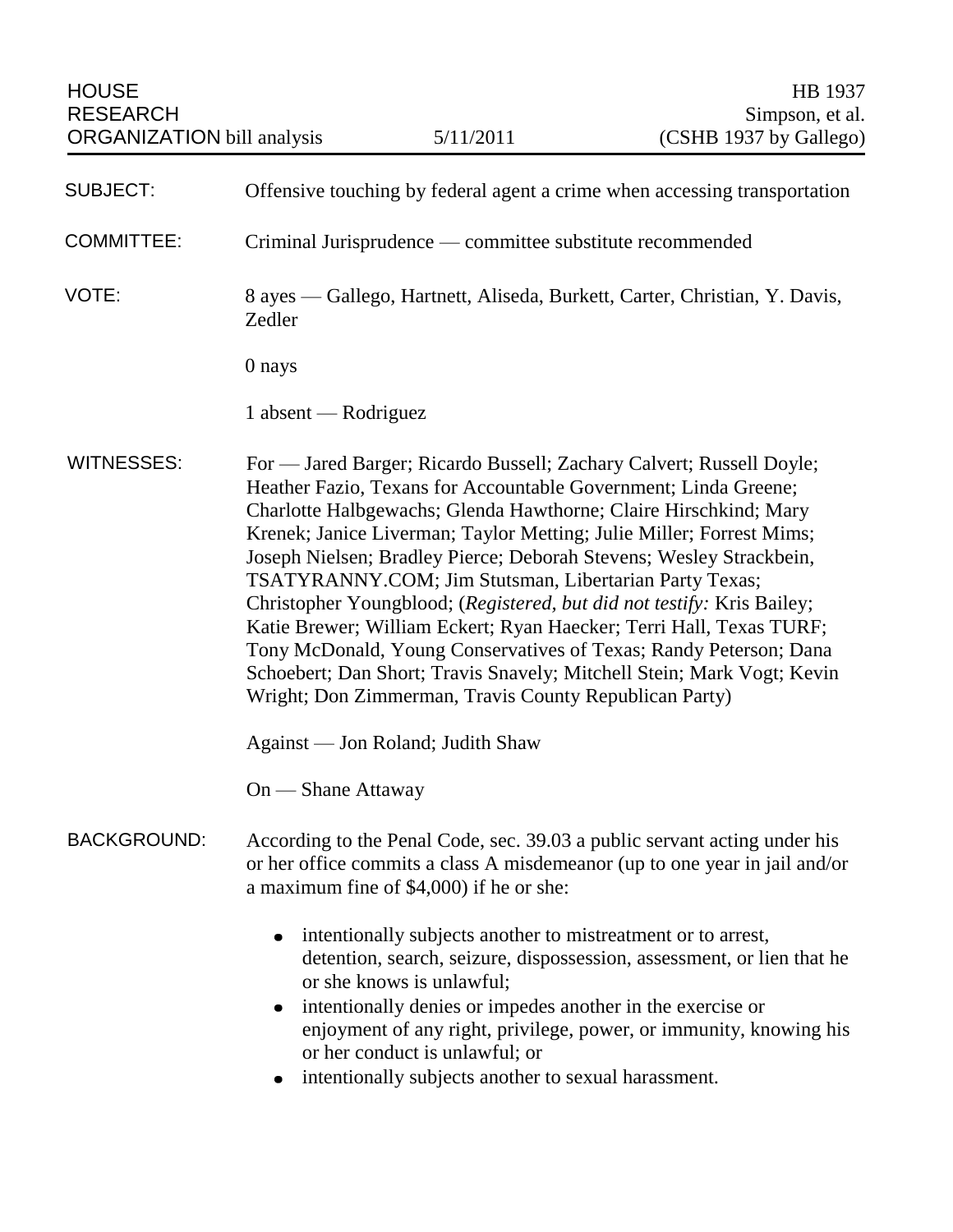HOUSE RESEARCH ORGANIZATION bill analysis | 5/11/2011 | HB 1937 Simpson, et al. (CSHB 1937 by Gallego)

**SUBJECT:** Offensive touching by federal agent a crime when accessing transportation

**COMMITTEE:** Criminal Jurisprudence — committee substitute recommended

**VOTE:** 8 ayes — Gallego, Hartnett, Aliseda, Burkett, Carter, Christian, Y. Davis, Zedler

0 nays

1 absent — Rodriguez

**WITNESSES:** For — Jared Barger; Ricardo Bussell; Zachary Calvert; Russell Doyle; Heather Fazio, Texans for Accountable Government; Linda Greene; Charlotte Halbgewachs; Glenda Hawthorne; Claire Hirschkind; Mary Krenek; Janice Liverman; Taylor Metting; Julie Miller; Forrest Mims; Joseph Nielsen; Bradley Pierce; Deborah Stevens; Wesley Strackbein, TSATYRANNY.COM; Jim Stutsman, Libertarian Party Texas; Christopher Youngblood; (*Registered, but did not testify:* Kris Bailey; Katie Brewer; William Eckert; Ryan Haecker; Terri Hall, Texas TURF; Tony McDonald, Young Conservatives of Texas; Randy Peterson; Dana Schoebert; Dan Short; Travis Snavely; Mitchell Stein; Mark Vogt; Kevin Wright; Don Zimmerman, Travis County Republican Party)

Against — Jon Roland; Judith Shaw

On — Shane Attaway

**BACKGROUND:** According to the Penal Code, sec. 39.03 a public servant acting under his or her office commits a class A misdemeanor (up to one year in jail and/or a maximum fine of $4,000) if he or she:

- intentionally subjects another to mistreatment or to arrest, detention, search, seizure, dispossession, assessment, or lien that he or she knows is unlawful;
- intentionally denies or impedes another in the exercise or enjoyment of any right, privilege, power, or immunity, knowing his or her conduct is unlawful; or
- intentionally subjects another to sexual harassment.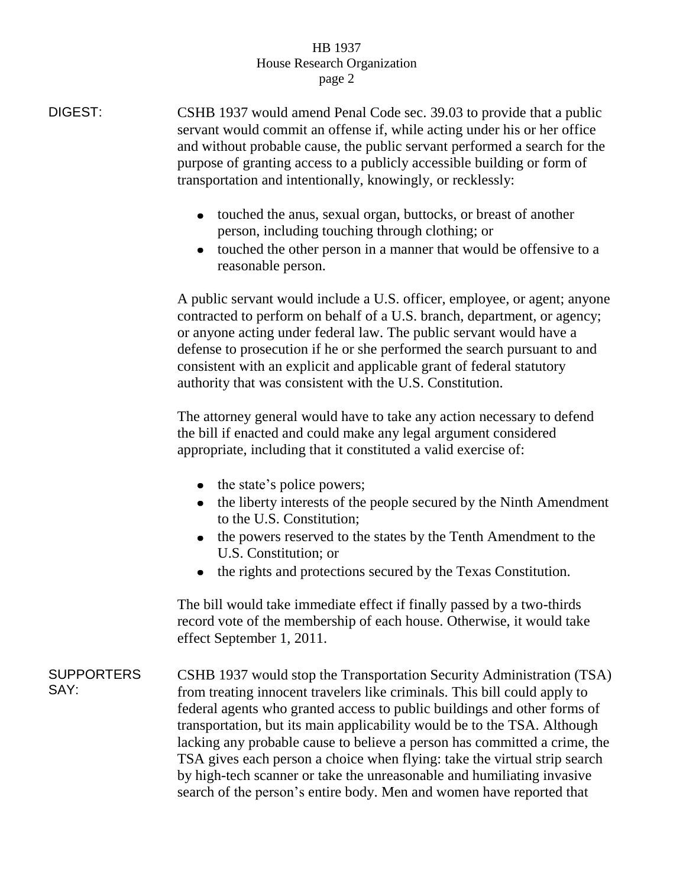DIGEST: CSHB 1937 would amend Penal Code sec. 39.03 to provide that a public servant would commit an offense if, while acting under his or her office and without probable cause, the public servant performed a search for the purpose of granting access to a publicly accessible building or form of transportation and intentionally, knowingly, or recklessly:

- touched the anus, sexual organ, buttocks, or breast of another person, including touching through clothing; or
- touched the other person in a manner that would be offensive to a reasonable person.

A public servant would include a U.S. officer, employee, or agent; anyone contracted to perform on behalf of a U.S. branch, department, or agency; or anyone acting under federal law. The public servant would have a defense to prosecution if he or she performed the search pursuant to and consistent with an explicit and applicable grant of federal statutory authority that was consistent with the U.S. Constitution.

The attorney general would have to take any action necessary to defend the bill if enacted and could make any legal argument considered appropriate, including that it constituted a valid exercise of:

- the state's police powers;
- the liberty interests of the people secured by the Ninth Amendment to the U.S. Constitution;
- the powers reserved to the states by the Tenth Amendment to the U.S. Constitution; or
- the rights and protections secured by the Texas Constitution.

The bill would take immediate effect if finally passed by a two-thirds record vote of the membership of each house. Otherwise, it would take effect September 1, 2011.

SUPPORTERS SAY: CSHB 1937 would stop the Transportation Security Administration (TSA) from treating innocent travelers like criminals. This bill could apply to federal agents who granted access to public buildings and other forms of transportation, but its main applicability would be to the TSA. Although lacking any probable cause to believe a person has committed a crime, the TSA gives each person a choice when flying: take the virtual strip search by high-tech scanner or take the unreasonable and humiliating invasive search of the person's entire body. Men and women have reported that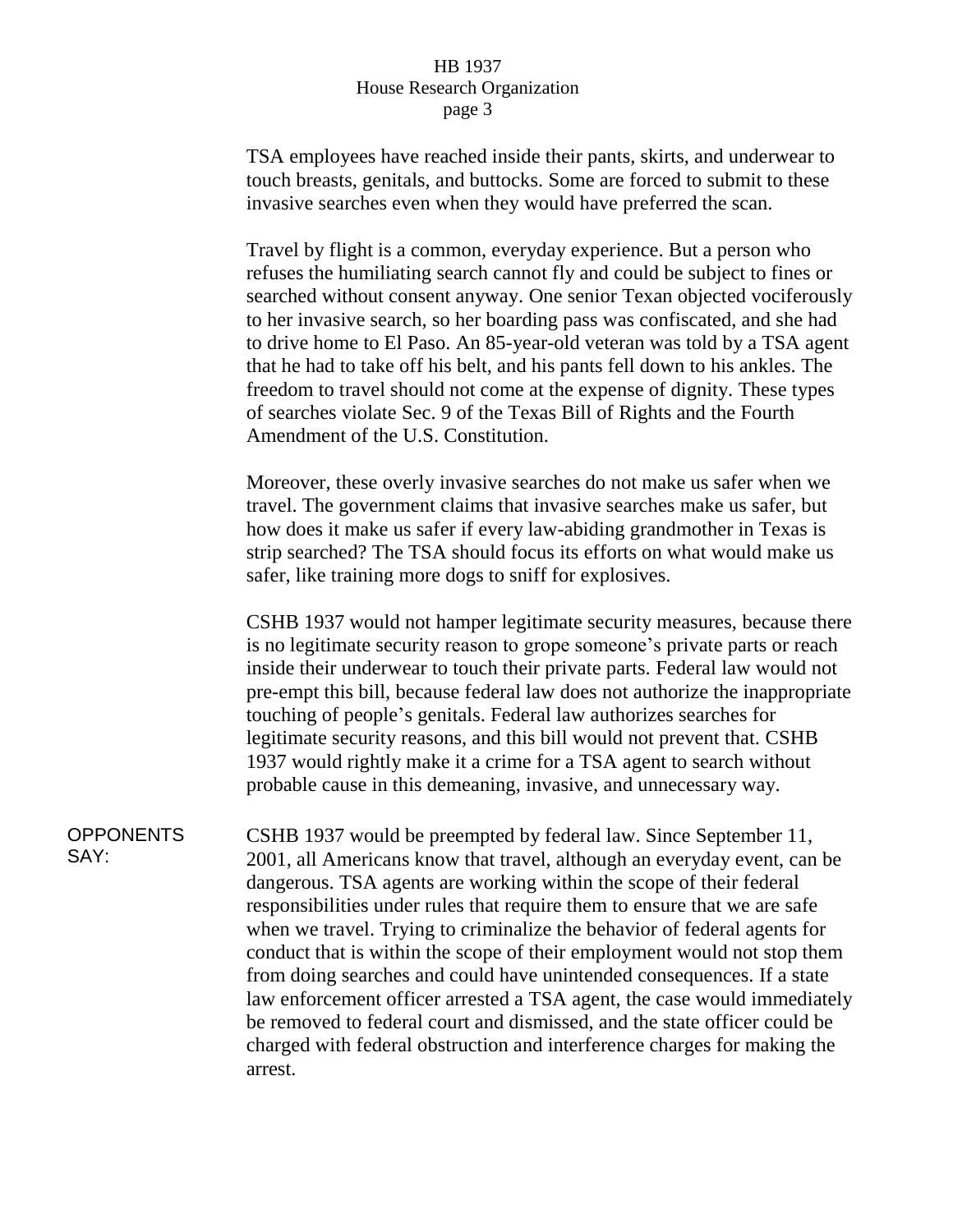TSA employees have reached inside their pants, skirts, and underwear to touch breasts, genitals, and buttocks. Some are forced to submit to these invasive searches even when they would have preferred the scan.

Travel by flight is a common, everyday experience. But a person who refuses the humiliating search cannot fly and could be subject to fines or searched without consent anyway. One senior Texan objected vociferously to her invasive search, so her boarding pass was confiscated, and she had to drive home to El Paso. An 85-year-old veteran was told by a TSA agent that he had to take off his belt, and his pants fell down to his ankles. The freedom to travel should not come at the expense of dignity. These types of searches violate Sec. 9 of the Texas Bill of Rights and the Fourth Amendment of the U.S. Constitution.

Moreover, these overly invasive searches do not make us safer when we travel. The government claims that invasive searches make us safer, but how does it make us safer if every law-abiding grandmother in Texas is strip searched? The TSA should focus its efforts on what would make us safer, like training more dogs to sniff for explosives.

CSHB 1937 would not hamper legitimate security measures, because there is no legitimate security reason to grope someone's private parts or reach inside their underwear to touch their private parts. Federal law would not pre-empt this bill, because federal law does not authorize the inappropriate touching of people's genitals. Federal law authorizes searches for legitimate security reasons, and this bill would not prevent that. CSHB 1937 would rightly make it a crime for a TSA agent to search without probable cause in this demeaning, invasive, and unnecessary way.

**OPPONENTS SAY:**

CSHB 1937 would be preempted by federal law. Since September 11, 2001, all Americans know that travel, although an everyday event, can be dangerous. TSA agents are working within the scope of their federal responsibilities under rules that require them to ensure that we are safe when we travel. Trying to criminalize the behavior of federal agents for conduct that is within the scope of their employment would not stop them from doing searches and could have unintended consequences. If a state law enforcement officer arrested a TSA agent, the case would immediately be removed to federal court and dismissed, and the state officer could be charged with federal obstruction and interference charges for making the arrest.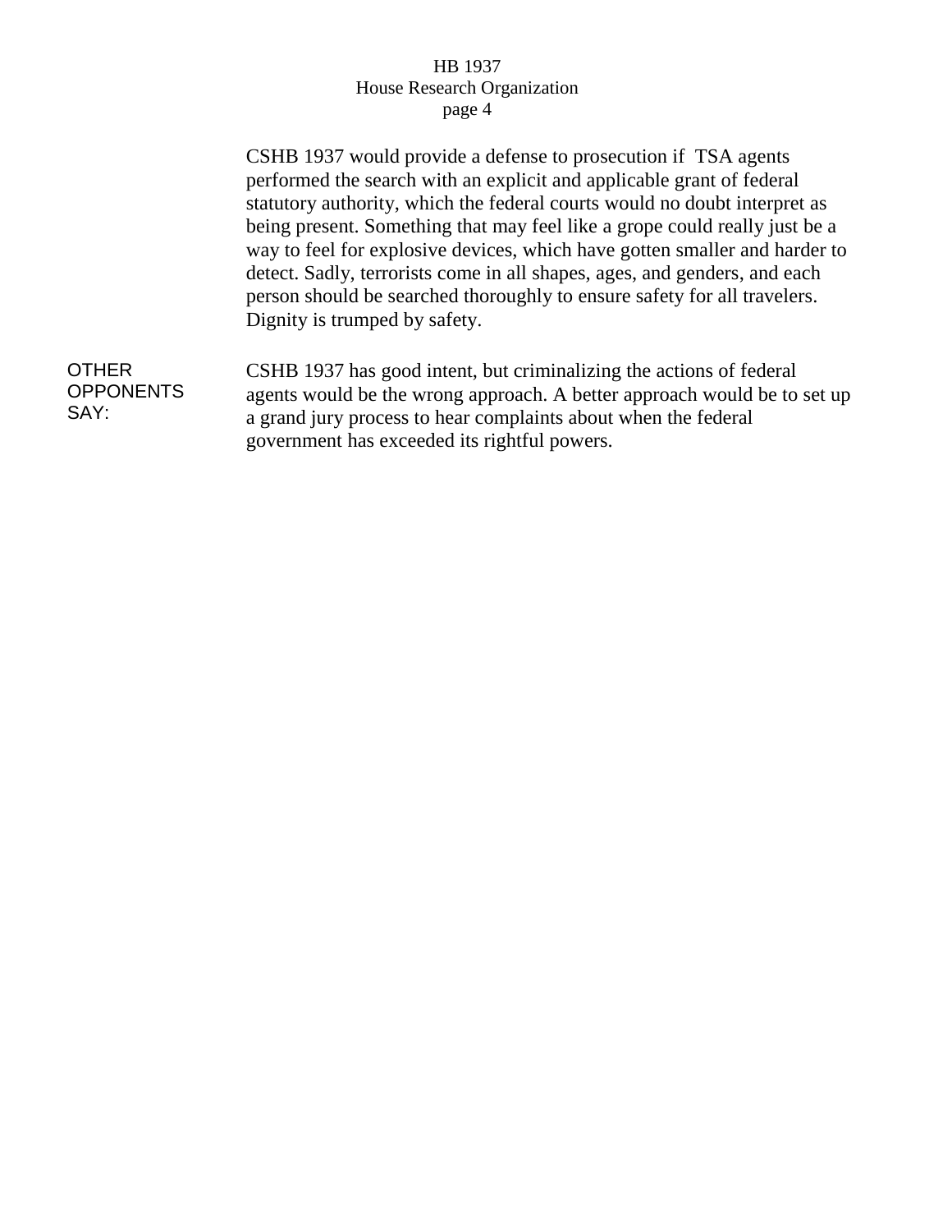CSHB 1937 would provide a defense to prosecution if TSA agents performed the search with an explicit and applicable grant of federal statutory authority, which the federal courts would no doubt interpret as being present. Something that may feel like a grope could really just be a way to feel for explosive devices, which have gotten smaller and harder to detect. Sadly, terrorists come in all shapes, ages, and genders, and each person should be searched thoroughly to ensure safety for all travelers. Dignity is trumped by safety.

**OTHER OPPONENTS SAY:**

CSHB 1937 has good intent, but criminalizing the actions of federal agents would be the wrong approach. A better approach would be to set up a grand jury process to hear complaints about when the federal government has exceeded its rightful powers.